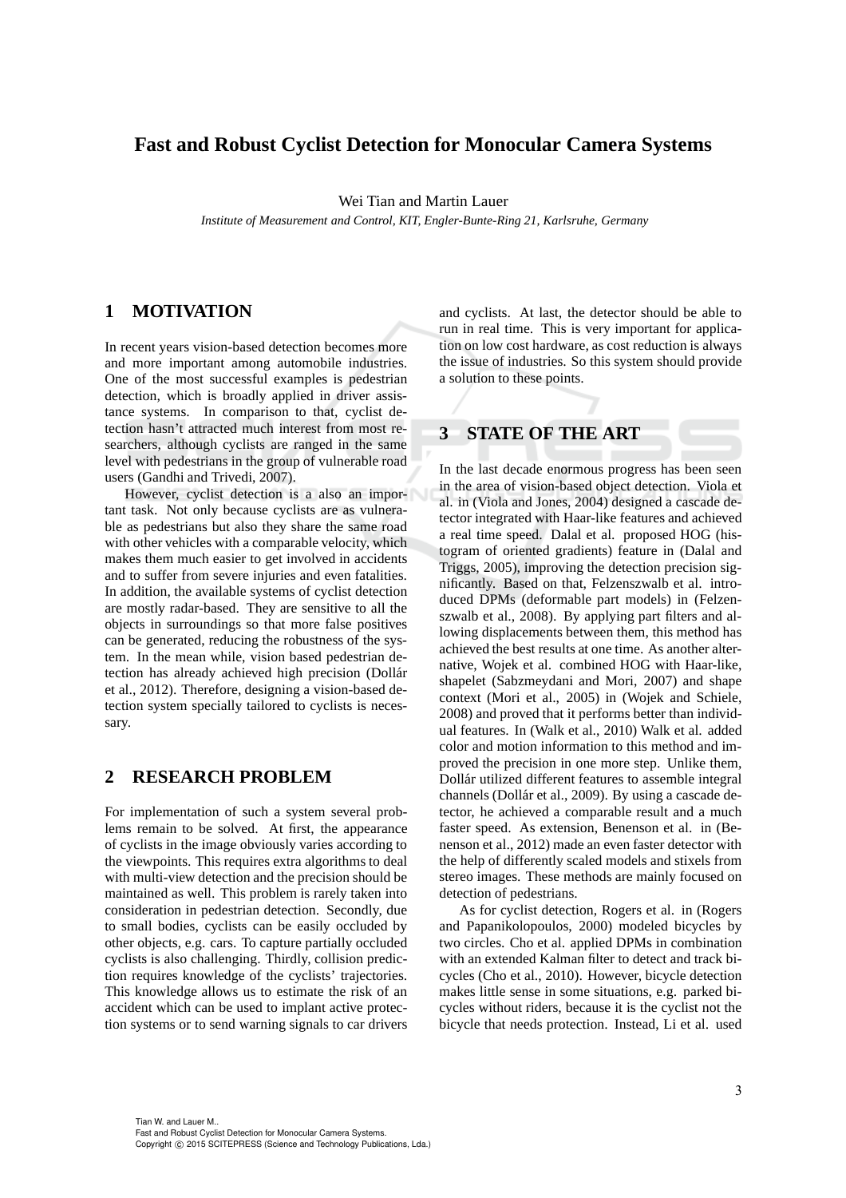# Fast and Robust Cyclist Detection for Monocular Camera Systems

Wei Tian and Martin Lauer

*Institute of Measurement and Control, KIT, Engler-Bunte-Ring 21, Karlsruhe, Germany*

## 1 MOTIVATION

In recent years vision-based detection becomes more and more important among automobile industries. One of the most successful examples is pedestrian detection, which is broadly applied in driver assistance systems. In comparison to that, cyclist detection hasn't attracted much interest from most researchers, although cyclists are ranged in the same level with pedestrians in the group of vulnerable road users (Gandhi and Trivedi, 2007).

However, cyclist detection is a also an important task. Not only because cyclists are as vulnerable as pedestrians but also they share the same road with other vehicles with a comparable velocity, which makes them much easier to get involved in accidents and to suffer from severe injuries and even fatalities. In addition, the available systems of cyclist detection are mostly radar-based. They are sensitive to all the objects in surroundings so that more false positives can be generated, reducing the robustness of the system. In the mean while, vision based pedestrian detection has already achieved high precision (Dollár et al., 2012). Therefore, designing a vision-based detection system specially tailored to cyclists is necessary.

## 2 RESEARCH PROBLEM

For implementation of such a system several problems remain to be solved. At first, the appearance of cyclists in the image obviously varies according to the viewpoints. This requires extra algorithms to deal with multi-view detection and the precision should be maintained as well. This problem is rarely taken into consideration in pedestrian detection. Secondly, due to small bodies, cyclists can be easily occluded by other objects, e.g. cars. To capture partially occluded cyclists is also challenging. Thirdly, collision prediction requires knowledge of the cyclists' trajectories. This knowledge allows us to estimate the risk of an accident which can be used to implant active protection systems or to send warning signals to car drivers and cyclists. At last, the detector should be able to run in real time. This is very important for application on low cost hardware, as cost reduction is always the issue of industries. So this system should provide a solution to these points.

## 3 STATE OF THE ART

In the last decade enormous progress has been seen in the area of vision-based object detection. Viola et al. in (Viola and Jones, 2004) designed a cascade detector integrated with Haar-like features and achieved a real time speed. Dalal et al. proposed HOG (histogram of oriented gradients) feature in (Dalal and Triggs, 2005), improving the detection precision significantly. Based on that, Felzenszwalb et al. introduced DPMs (deformable part models) in (Felzenszwalb et al., 2008). By applying part filters and allowing displacements between them, this method has achieved the best results at one time. As another alternative, Wojek et al. combined HOG with Haar-like, shapelet (Sabzmeydani and Mori, 2007) and shape context (Mori et al., 2005) in (Wojek and Schiele, 2008) and proved that it performs better than individual features. In (Walk et al., 2010) Walk et al. added color and motion information to this method and improved the precision in one more step. Unlike them, Dollár utilized different features to assemble integral channels (Dollár et al., 2009). By using a cascade detector, he achieved a comparable result and a much faster speed. As extension, Benenson et al. in (Benenson et al., 2012) made an even faster detector with the help of differently scaled models and stixels from stereo images. These methods are mainly focused on detection of pedestrians.

As for cyclist detection, Rogers et al. in (Rogers and Papanikolopoulos, 2000) modeled bicycles by two circles. Cho et al. applied DPMs in combination with an extended Kalman filter to detect and track bicycles (Cho et al., 2010). However, bicycle detection makes little sense in some situations, e.g. parked bicycles without riders, because it is the cyclist not the bicycle that needs protection. Instead, Li et al. used

Tian W. and Lauer M..
Fast and Robust Cyclist Detection for Monocular Camera Systems.
Copyright © 2015 SCITEPRESS (Science and Technology Publications, Lda.)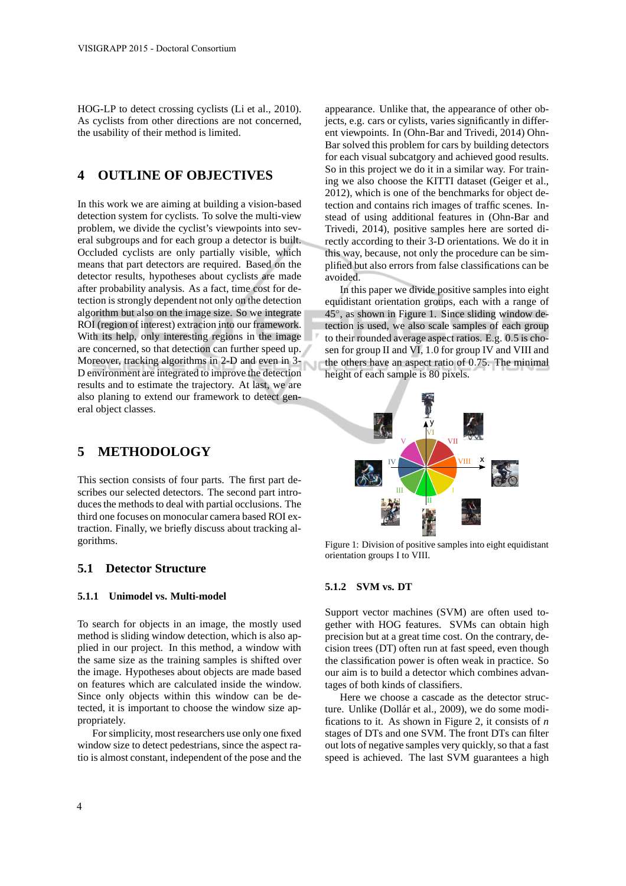HOG-LP to detect crossing cyclists (Li et al., 2010). As cyclists from other directions are not concerned, the usability of their method is limited.

# 4 OUTLINE OF OBJECTIVES

In this work we are aiming at building a vision-based detection system for cyclists. To solve the multi-view problem, we divide the cyclist's viewpoints into several subgroups and for each group a detector is built. Occluded cyclists are only partially visible, which means that part detectors are required. Based on the detector results, hypotheses about cyclists are made after probability analysis. As a fact, time cost for detection is strongly dependent not only on the detection algorithm but also on the image size. So we integrate ROI (region of interest) extracion into our framework. With its help, only interesting regions in the image are concerned, so that detection can further speed up. Moreover, tracking algorithms in 2-D and even in 3-D environment are integrated to improve the detection results and to estimate the trajectory. At last, we are also planing to extend our framework to detect general object classes.

# 5 METHODOLOGY

This section consists of four parts. The first part describes our selected detectors. The second part introduces the methods to deal with partial occlusions. The third one focuses on monocular camera based ROI extraction. Finally, we briefly discuss about tracking algorithms.

## 5.1 Detector Structure

### 5.1.1 Unimodel vs. Multi-model

To search for objects in an image, the mostly used method is sliding window detection, which is also applied in our project. In this method, a window with the same size as the training samples is shifted over the image. Hypotheses about objects are made based on features which are calculated inside the window. Since only objects within this window can be detected, it is important to choose the window size appropriately.

For simplicity, most researchers use only one fixed window size to detect pedestrians, since the aspect ratio is almost constant, independent of the pose and the appearance. Unlike that, the appearance of other objects, e.g. cars or cylists, varies significantly in different viewpoints. In (Ohn-Bar and Trivedi, 2014) Ohn-Bar solved this problem for cars by building detectors for each visual subcatgory and achieved good results. So in this project we do it in a similar way. For training we also choose the KITTI dataset (Geiger et al., 2012), which is one of the benchmarks for object detection and contains rich images of traffic scenes. Instead of using additional features in (Ohn-Bar and Trivedi, 2014), positive samples here are sorted directly according to their 3-D orientations. We do it in this way, because, not only the procedure can be simplified but also errors from false classifications can be avoided.

In this paper we divide positive samples into eight equidistant orientation groups, each with a range of 45°, as shown in Figure 1. Since sliding window detection is used, we also scale samples of each group to their rounded average aspect ratios. E.g. 0.5 is chosen for group II and VI, 1.0 for group IV and VIII and the others have an aspect ratio of 0.75. The minimal height of each sample is 80 pixels.

Figure 1: Division of positive samples into eight equidistant orientation groups I to VIII.

### 5.1.2 SVM vs. DT

Support vector machines (SVM) are often used together with HOG features. SVMs can obtain high precision but at a great time cost. On the contrary, decision trees (DT) often run at fast speed, even though the classification power is often weak in practice. So our aim is to build a detector which combines advantages of both kinds of classifiers.

Here we choose a cascade as the detector structure. Unlike (Dollár et al., 2009), we do some modifications to it. As shown in Figure 2, it consists of $n$ stages of DTs and one SVM. The front DTs can filter out lots of negative samples very quickly, so that a fast speed is achieved. The last SVM guarantees a high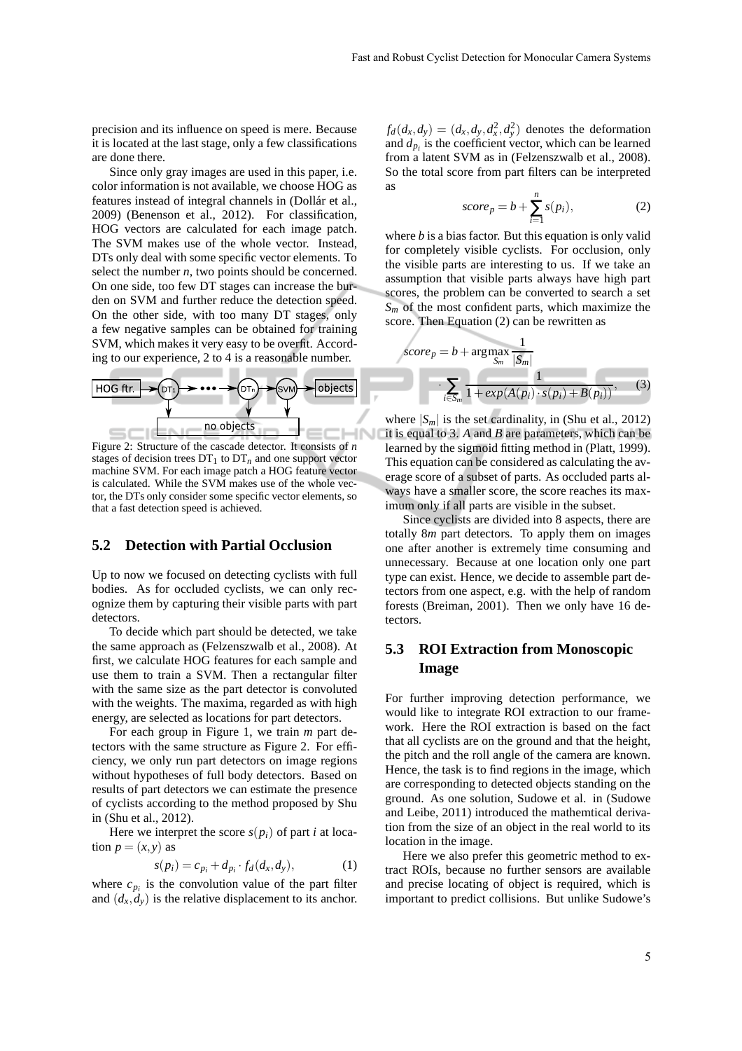precision and its influence on speed is mere. Because it is located at the last stage, only a few classifications are done there.

Since only gray images are used in this paper, i.e. color information is not available, we choose HOG as features instead of integral channels in (Dollár et al., 2009) (Benenson et al., 2012). For classification, HOG vectors are calculated for each image patch. The SVM makes use of the whole vector. Instead, DTs only deal with some specific vector elements. To select the number $n$, two points should be concerned. On one side, too few DT stages can increase the burden on SVM and further reduce the detection speed. On the other side, with too many DT stages, only a few negative samples can be obtained for training SVM, which makes it very easy to be overfit. According to our experience, 2 to 4 is a reasonable number.

HOG ftr. → $DT_1$ → ••• → $DT_n$ → SVM → objects; no objects

Figure 2: Structure of the cascade detector. It consists of $n$ stages of decision trees $DT_1$ to $DT_n$ and one support vector machine SVM. For each image patch a HOG feature vector is calculated. While the SVM makes use of the whole vector, the DTs only consider some specific vector elements, so that a fast detection speed is achieved.

## 5.2 Detection with Partial Occlusion

Up to now we focused on detecting cyclists with full bodies. As for occluded cyclists, we can only recognize them by capturing their visible parts with part detectors.

To decide which part should be detected, we take the same approach as (Felzenszwalb et al., 2008). At first, we calculate HOG features for each sample and use them to train a SVM. Then a rectangular filter with the same size as the part detector is convoluted with the weights. The maxima, regarded as with high energy, are selected as locations for part detectors.

For each group in Figure 1, we train $m$ part detectors with the same structure as Figure 2. For efficiency, we only run part detectors on image regions without hypotheses of full body detectors. Based on results of part detectors we can estimate the presence of cyclists according to the method proposed by Shu in (Shu et al., 2012).

Here we interpret the score $s(p_i)$ of part $i$ at location $p = (x, y)$ as

$$s(p_i) = c_{p_i} + d_{p_i} \cdot f_d(d_x, d_y), \tag{1}$$

where $c_{p_i}$ is the convolution value of the part filter and $(d_x, d_y)$ is the relative displacement to its anchor. $f_d(d_x, d_y) = (d_x, d_y, d_x^2, d_y^2)$ denotes the deformation and $d_{p_i}$ is the coefficient vector, which can be learned from a latent SVM as in (Felzenszwalb et al., 2008). So the total score from part filters can be interpreted as

$$score_p = b + \sum_{i=1}^{n} s(p_i), \tag{2}$$

where $b$ is a bias factor. But this equation is only valid for completely visible cyclists. For occlusion, only the visible parts are interesting to us. If we take an assumption that visible parts always have high part scores, the problem can be converted to search a set $S_m$ of the most confident parts, which maximize the score. Then Equation (2) can be rewritten as

$$score_p = b + \arg\max_{S_m} \frac{1}{|S_m|} \cdot \sum_{i \in S_m} \frac{1}{1 + exp(A(p_i) \cdot s(p_i) + B(p_i))}, \tag{3}$$

where $|S_m|$ is the set cardinality, in (Shu et al., 2012) it is equal to 3. $A$ and $B$ are parameters, which can be learned by the sigmoid fitting method in (Platt, 1999). This equation can be considered as calculating the average score of a subset of parts. As occluded parts always have a smaller score, the score reaches its maximum only if all parts are visible in the subset.

Since cyclists are divided into 8 aspects, there are totally $8m$ part detectors. To apply them on images one after another is extremely time consuming and unnecessary. Because at one location only one part type can exist. Hence, we decide to assemble part detectors from one aspect, e.g. with the help of random forests (Breiman, 2001). Then we only have 16 detectors.

## 5.3 ROI Extraction from Monoscopic Image

For further improving detection performance, we would like to integrate ROI extraction to our framework. Here the ROI extraction is based on the fact that all cyclists are on the ground and that the height, the pitch and the roll angle of the camera are known. Hence, the task is to find regions in the image, which are corresponding to detected objects standing on the ground. As one solution, Sudowe et al. in (Sudowe and Leibe, 2011) introduced the mathemtical derivation from the size of an object in the real world to its location in the image.

Here we also prefer this geometric method to extract ROIs, because no further sensors are available and precise locating of object is required, which is important to predict collisions. But unlike Sudowe's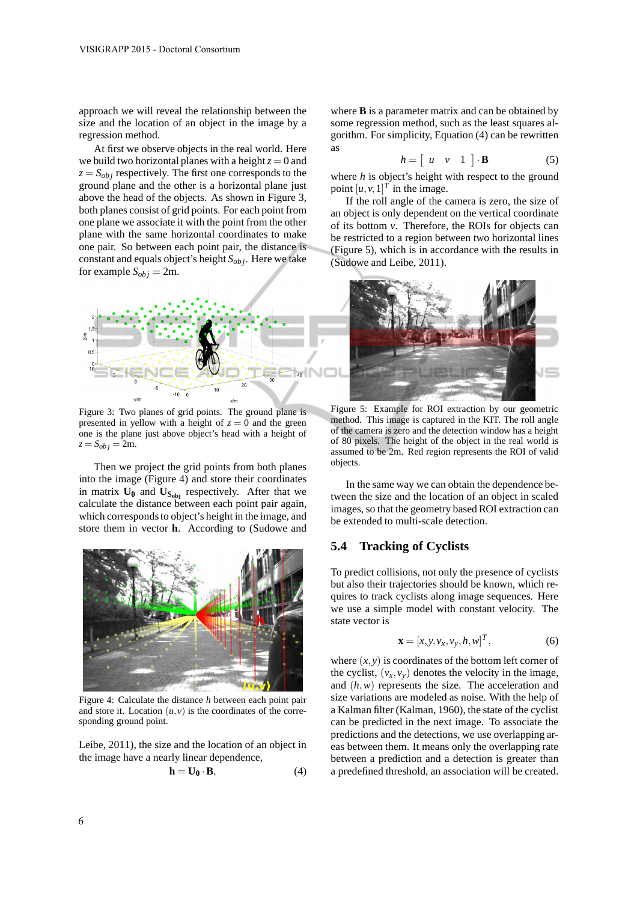approach we will reveal the relationship between the size and the location of an object in the image by a regression method.

At first we observe objects in the real world. Here we build two horizontal planes with a height $z = 0$ and $z = S_{obj}$ respectively. The first one corresponds to the ground plane and the other is a horizontal plane just above the head of the objects. As shown in Figure 3, both planes consist of grid points. For each point from one plane we associate it with the point from the other plane with the same horizontal coordinates to make one pair. So between each point pair, the distance is constant and equals object's height $S_{obj}$. Here we take for example $S_{obj} = 2\text{m}$.

Figure 3: Two planes of grid points. The ground plane is presented in yellow with a height of $z = 0$ and the green one is the plane just above object's head with a height of $z = S_{obj} = 2\text{m}$.

Then we project the grid points from both planes into the image (Figure 4) and store their coordinates in matrix $\mathbf{U_0}$ and $\mathbf{U_{S_{obj}}}$ respectively. After that we calculate the distance between each point pair again, which corresponds to object's height in the image, and store them in vector $\mathbf{h}$. According to (Sudowe and Leibe, 2011), the size and the location of an object in the image have a nearly linear dependence,

$$\mathbf{h} = \mathbf{U_0} \cdot \mathbf{B}, \tag{4}$$

Figure 4: Calculate the distance $h$ between each point pair and store it. Location $(u, v)$ is the coordinates of the corresponding ground point.

where $\mathbf{B}$ is a parameter matrix and can be obtained by some regression method, such as the least squares algorithm. For simplicity, Equation (4) can be rewritten as

$$h = \begin{bmatrix} u & v & 1 \end{bmatrix} \cdot \mathbf{B} \tag{5}$$

where $h$ is object's height with respect to the ground point $[u, v, 1]^T$ in the image.

If the roll angle of the camera is zero, the size of an object is only dependent on the vertical coordinate of its bottom $v$. Therefore, the ROIs for objects can be restricted to a region between two horizontal lines (Figure 5), which is in accordance with the results in (Sudowe and Leibe, 2011).

Figure 5: Example for ROI extraction by our geometric method. This image is captured in the KIT. The roll angle of the camera is zero and the detection window has a height of 80 pixels. The height of the object in the real world is assumed to be 2m. Red region represents the ROI of valid objects.

In the same way we can obtain the dependence between the size and the location of an object in scaled images, so that the geometry based ROI extraction can be extended to multi-scale detection.

## 5.4 Tracking of Cyclists

To predict collisions, not only the presence of cyclists but also their trajectories should be known, which requires to track cyclists along image sequences. Here we use a simple model with constant velocity. The state vector is

$$\mathbf{x} = [x, y, v_x, v_y, h, w]^T, \tag{6}$$

where $(x, y)$ is coordinates of the bottom left corner of the cyclist, $(v_x, v_y)$ denotes the velocity in the image, and $(h, w)$ represents the size. The acceleration and size variations are modeled as noise. With the help of a Kalman filter (Kalman, 1960), the state of the cyclist can be predicted in the next image. To associate the predictions and the detections, we use overlapping areas between them. It means only the overlapping rate between a prediction and a detection is greater than a predefined threshold, an association will be created.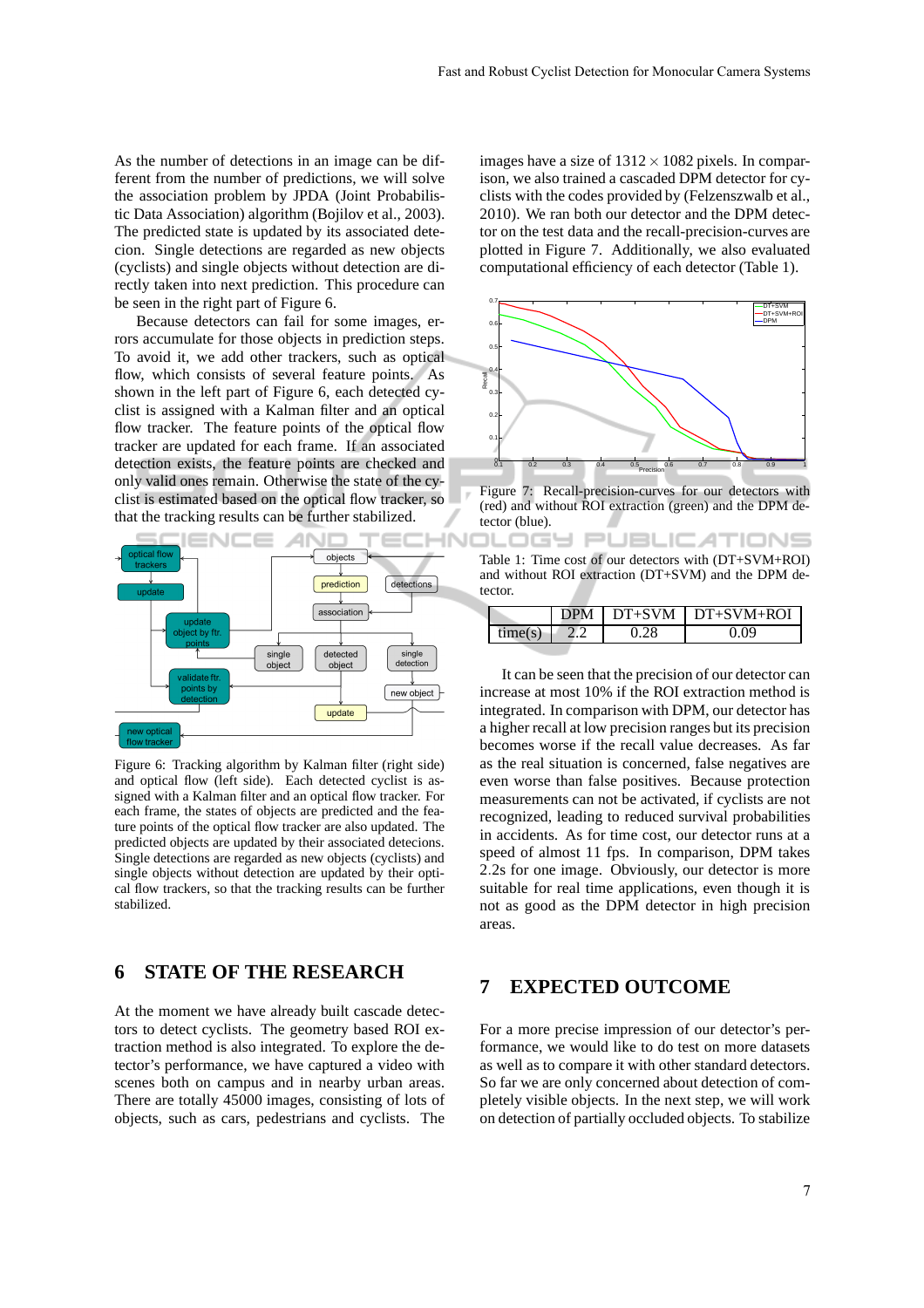As the number of detections in an image can be different from the number of predictions, we will solve the association problem by JPDA (Joint Probabilistic Data Association) algorithm (Bojilov et al., 2003). The predicted state is updated by its associated detecion. Single detections are regarded as new objects (cyclists) and single objects without detection are directly taken into next prediction. This procedure can be seen in the right part of Figure 6.

Because detectors can fail for some images, errors accumulate for those objects in prediction steps. To avoid it, we add other trackers, such as optical flow, which consists of several feature points. As shown in the left part of Figure 6, each detected cyclist is assigned with a Kalman filter and an optical flow tracker. The feature points of the optical flow tracker are updated for each frame. If an associated detection exists, the feature points are checked and only valid ones remain. Otherwise the state of the cyclist is estimated based on the optical flow tracker, so that the tracking results can be further stabilized.

Figure 6: Tracking algorithm by Kalman filter (right side) and optical flow (left side). Each detected cyclist is assigned with a Kalman filter and an optical flow tracker. For each frame, the states of objects are predicted and the feature points of the optical flow tracker are also updated. The predicted objects are updated by their associated detecions. Single detections are regarded as new objects (cyclists) and single objects without detection are updated by their optical flow trackers, so that the tracking results can be further stabilized.

## 6 STATE OF THE RESEARCH

At the moment we have already built cascade detectors to detect cyclists. The geometry based ROI extraction method is also integrated. To explore the detector's performance, we have captured a video with scenes both on campus and in nearby urban areas. There are totally 45000 images, consisting of lots of objects, such as cars, pedestrians and cyclists. The images have a size of $1312 \times 1082$ pixels. In comparison, we also trained a cascaded DPM detector for cyclists with the codes provided by (Felzenszwalb et al., 2010). We ran both our detector and the DPM detector on the test data and the recall-precision-curves are plotted in Figure 7. Additionally, we also evaluated computational efficiency of each detector (Table 1).

Figure 7: Recall-precision-curves for our detectors with (red) and without ROI extraction (green) and the DPM detector (blue).

Table 1: Time cost of our detectors with (DT+SVM+ROI) and without ROI extraction (DT+SVM) and the DPM detector.

| | DPM | DT+SVM | DT+SVM+ROI |
|---|---|---|---|
| time(s) | 2.2 | 0.28 | 0.09 |

It can be seen that the precision of our detector can increase at most 10% if the ROI extraction method is integrated. In comparison with DPM, our detector has a higher recall at low precision ranges but its precision becomes worse if the recall value decreases. As far as the real situation is concerned, false negatives are even worse than false positives. Because protection measurements can not be activated, if cyclists are not recognized, leading to reduced survival probabilities in accidents. As for time cost, our detector runs at a speed of almost 11 fps. In comparison, DPM takes 2.2s for one image. Obviously, our detector is more suitable for real time applications, even though it is not as good as the DPM detector in high precision areas.

## 7 EXPECTED OUTCOME

For a more precise impression of our detector's performance, we would like to do test on more datasets as well as to compare it with other standard detectors. So far we are only concerned about detection of completely visible objects. In the next step, we will work on detection of partially occluded objects. To stabilize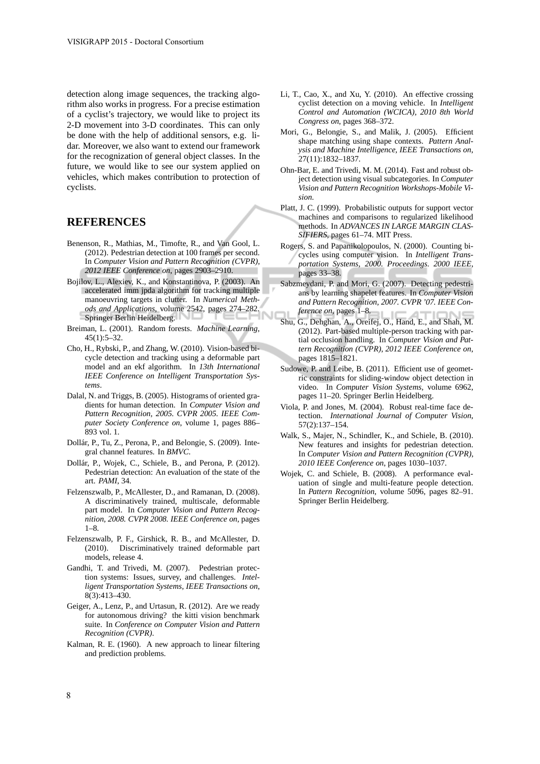detection along image sequences, the tracking algorithm also works in progress. For a precise estimation of a cyclist's trajectory, we would like to project its 2-D movement into 3-D coordinates. This can only be done with the help of additional sensors, e.g. lidar. Moreover, we also want to extend our framework for the recognization of general object classes. In the future, we would like to see our system applied on vehicles, which makes contribution to protection of cyclists.

## REFERENCES

Benenson, R., Mathias, M., Timofte, R., and Van Gool, L. (2012). Pedestrian detection at 100 frames per second. In *Computer Vision and Pattern Recognition (CVPR), 2012 IEEE Conference on*, pages 2903–2910.

Bojilov, L., Alexiev, K., and Konstantinova, P. (2003). An accelerated imm jpda algorithm for tracking multiple manoeuvring targets in clutter. In *Numerical Methods and Applications*, volume 2542, pages 274–282. Springer Berlin Heidelberg.

Breiman, L. (2001). Random forests. *Machine Learning*, 45(1):5–32.

Cho, H., Rybski, P., and Zhang, W. (2010). Vision-based bicycle detection and tracking using a deformable part model and an ekf algorithm. In *13th International IEEE Conference on Intelligent Transportation Systems*.

Dalal, N. and Triggs, B. (2005). Histograms of oriented gradients for human detection. In *Computer Vision and Pattern Recognition, 2005. CVPR 2005. IEEE Computer Society Conference on*, volume 1, pages 886–893 vol. 1.

Dollár, P., Tu, Z., Perona, P., and Belongie, S. (2009). Integral channel features. In *BMVC*.

Dollár, P., Wojek, C., Schiele, B., and Perona, P. (2012). Pedestrian detection: An evaluation of the state of the art. *PAMI*, 34.

Felzenszwalb, P., McAllester, D., and Ramanan, D. (2008). A discriminatively trained, multiscale, deformable part model. In *Computer Vision and Pattern Recognition, 2008. CVPR 2008. IEEE Conference on*, pages 1–8.

Felzenszwalb, P. F., Girshick, R. B., and McAllester, D. (2010). Discriminatively trained deformable part models, release 4.

Gandhi, T. and Trivedi, M. (2007). Pedestrian protection systems: Issues, survey, and challenges. *Intelligent Transportation Systems, IEEE Transactions on*, 8(3):413–430.

Geiger, A., Lenz, P., and Urtasun, R. (2012). Are we ready for autonomous driving? the kitti vision benchmark suite. In *Conference on Computer Vision and Pattern Recognition (CVPR)*.

Kalman, R. E. (1960). A new approach to linear filtering and prediction problems.

Li, T., Cao, X., and Xu, Y. (2010). An effective crossing cyclist detection on a moving vehicle. In *Intelligent Control and Automation (WCICA), 2010 8th World Congress on*, pages 368–372.

Mori, G., Belongie, S., and Malik, J. (2005). Efficient shape matching using shape contexts. *Pattern Analysis and Machine Intelligence, IEEE Transactions on*, 27(11):1832–1837.

Ohn-Bar, E. and Trivedi, M. M. (2014). Fast and robust object detection using visual subcategories. In *Computer Vision and Pattern Recognition Workshops-Mobile Vision*.

Platt, J. C. (1999). Probabilistic outputs for support vector machines and comparisons to regularized likelihood methods. In *ADVANCES IN LARGE MARGIN CLASSIFIERS*, pages 61–74. MIT Press.

Rogers, S. and Papanikolopoulos, N. (2000). Counting bicycles using computer vision. In *Intelligent Transportation Systems, 2000. Proceedings. 2000 IEEE*, pages 33–38.

Sabzmeydani, P. and Mori, G. (2007). Detecting pedestrians by learning shapelet features. In *Computer Vision and Pattern Recognition, 2007. CVPR '07. IEEE Conference on*, pages 1–8.

Shu, G., Dehghan, A., Oreifej, O., Hand, E., and Shah, M. (2012). Part-based multiple-person tracking with partial occlusion handling. In *Computer Vision and Pattern Recognition (CVPR), 2012 IEEE Conference on*, pages 1815–1821.

Sudowe, P. and Leibe, B. (2011). Efficient use of geometric constraints for sliding-window object detection in video. In *Computer Vision Systems*, volume 6962, pages 11–20. Springer Berlin Heidelberg.

Viola, P. and Jones, M. (2004). Robust real-time face detection. *International Journal of Computer Vision*, 57(2):137–154.

Walk, S., Majer, N., Schindler, K., and Schiele, B. (2010). New features and insights for pedestrian detection. In *Computer Vision and Pattern Recognition (CVPR), 2010 IEEE Conference on*, pages 1030–1037.

Wojek, C. and Schiele, B. (2008). A performance evaluation of single and multi-feature people detection. In *Pattern Recognition*, volume 5096, pages 82–91. Springer Berlin Heidelberg.